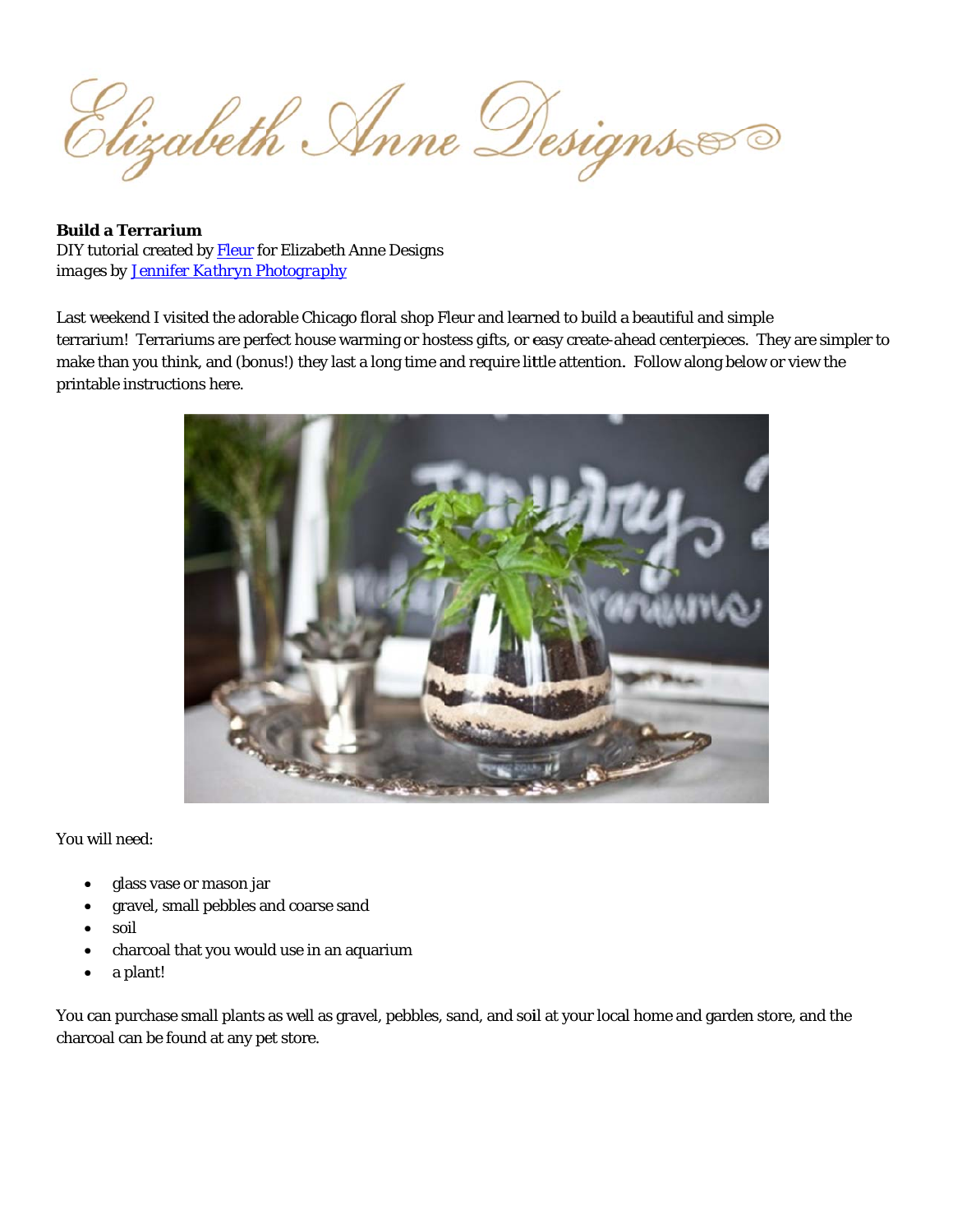Elizabeth Anne Designs

**Build a Terrarium**
DIY tutorial created by Fleur for Elizabeth Anne Designs
*images by Jennifer Kathryn Photography*

Last weekend I visited the adorable Chicago floral shop Fleur and learned to build a beautiful and simple terrarium! Terrariums are perfect house warming or hostess gifts, or easy create-ahead centerpieces. They are simpler to make than you think, and (bonus!) they last a long time and require little attention. Follow along below or view the printable instructions here.

You will need:

- glass vase or mason jar
- gravel, small pebbles and coarse sand
- soil
- charcoal that you would use in an aquarium
- a plant!

You can purchase small plants as well as gravel, pebbles, sand, and soil at your local home and garden store, and the charcoal can be found at any pet store.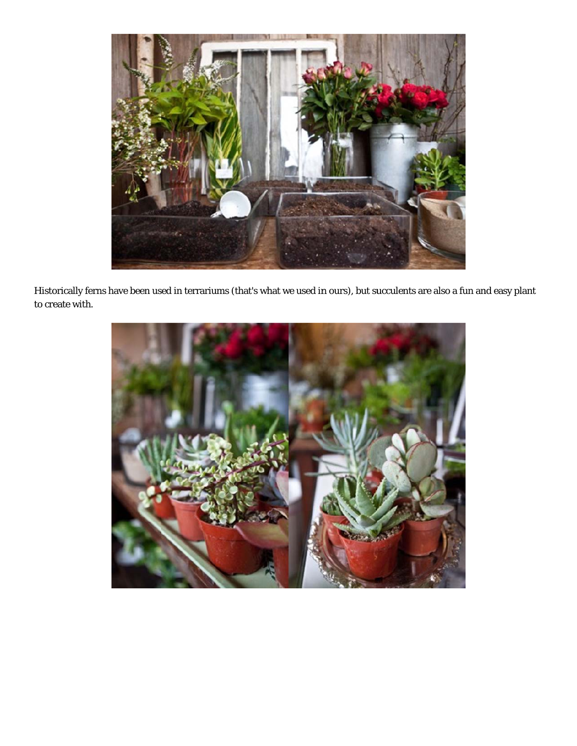Historically ferns have been used in terrariums (that's what we used in ours), but succulents are also a fun and easy plant to create with.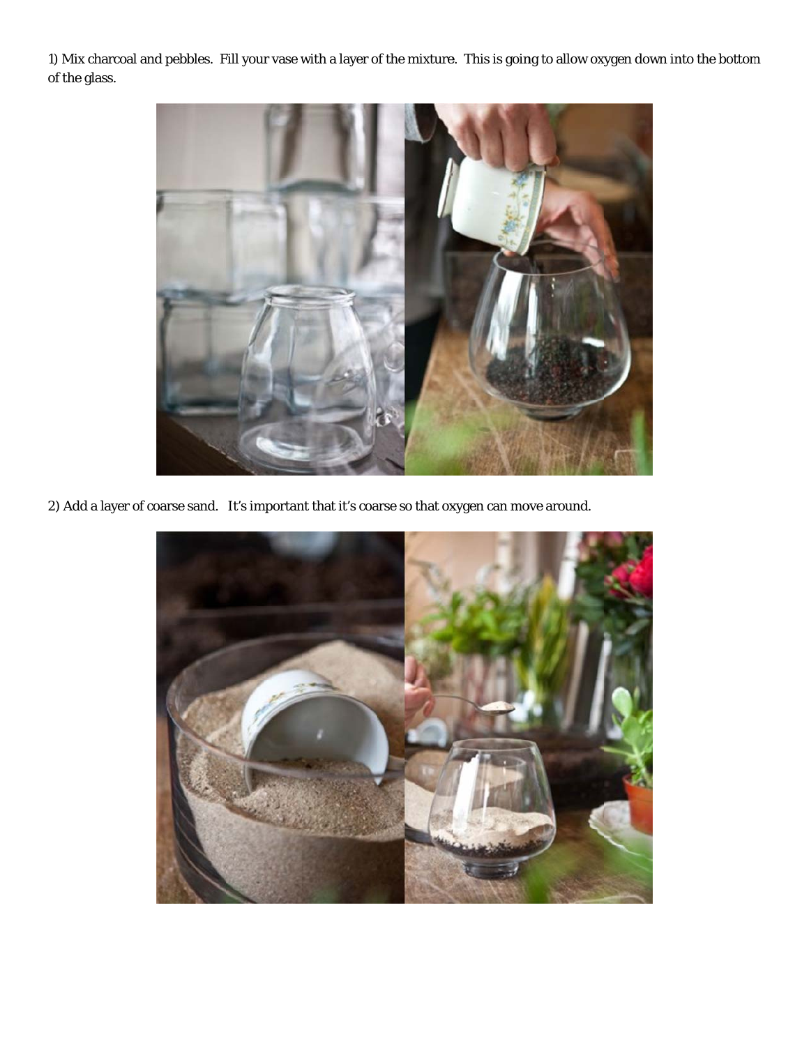1) Mix charcoal and pebbles. Fill your vase with a layer of the mixture. This is going to allow oxygen down into the bottom of the glass.

2) Add a layer of coarse sand. It's important that it's coarse so that oxygen can move around.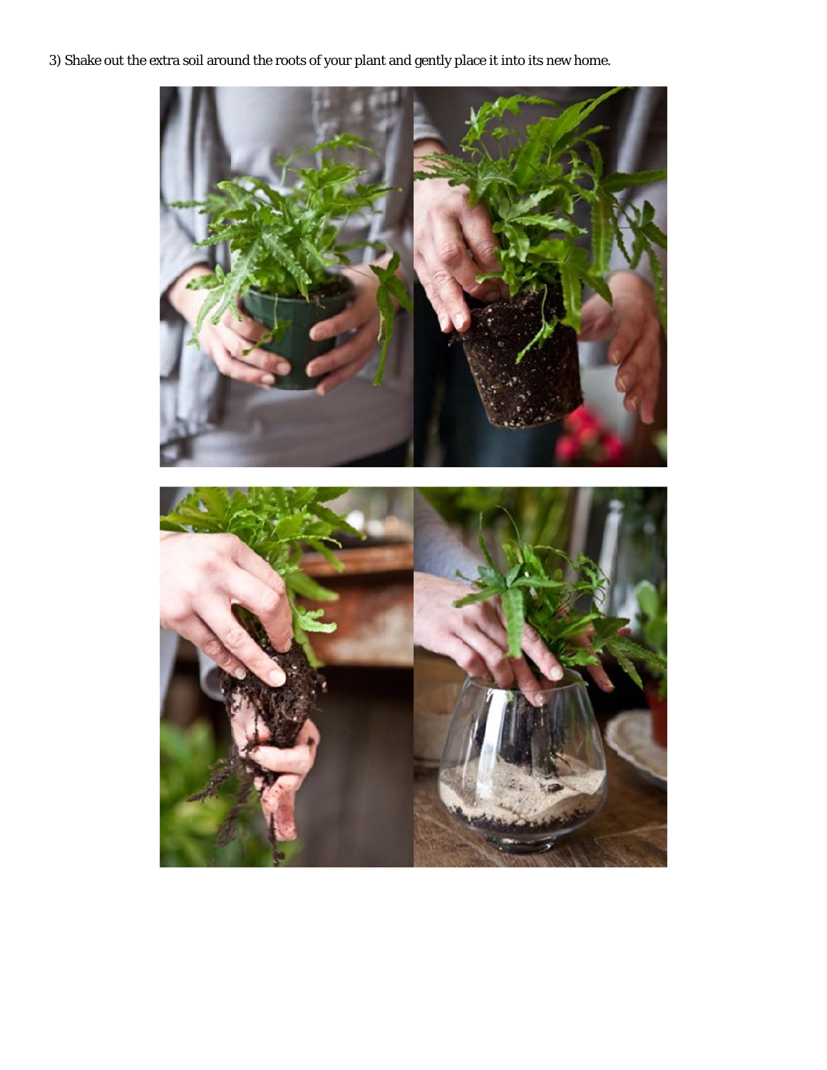3) Shake out the extra soil around the roots of your plant and gently place it into its new home.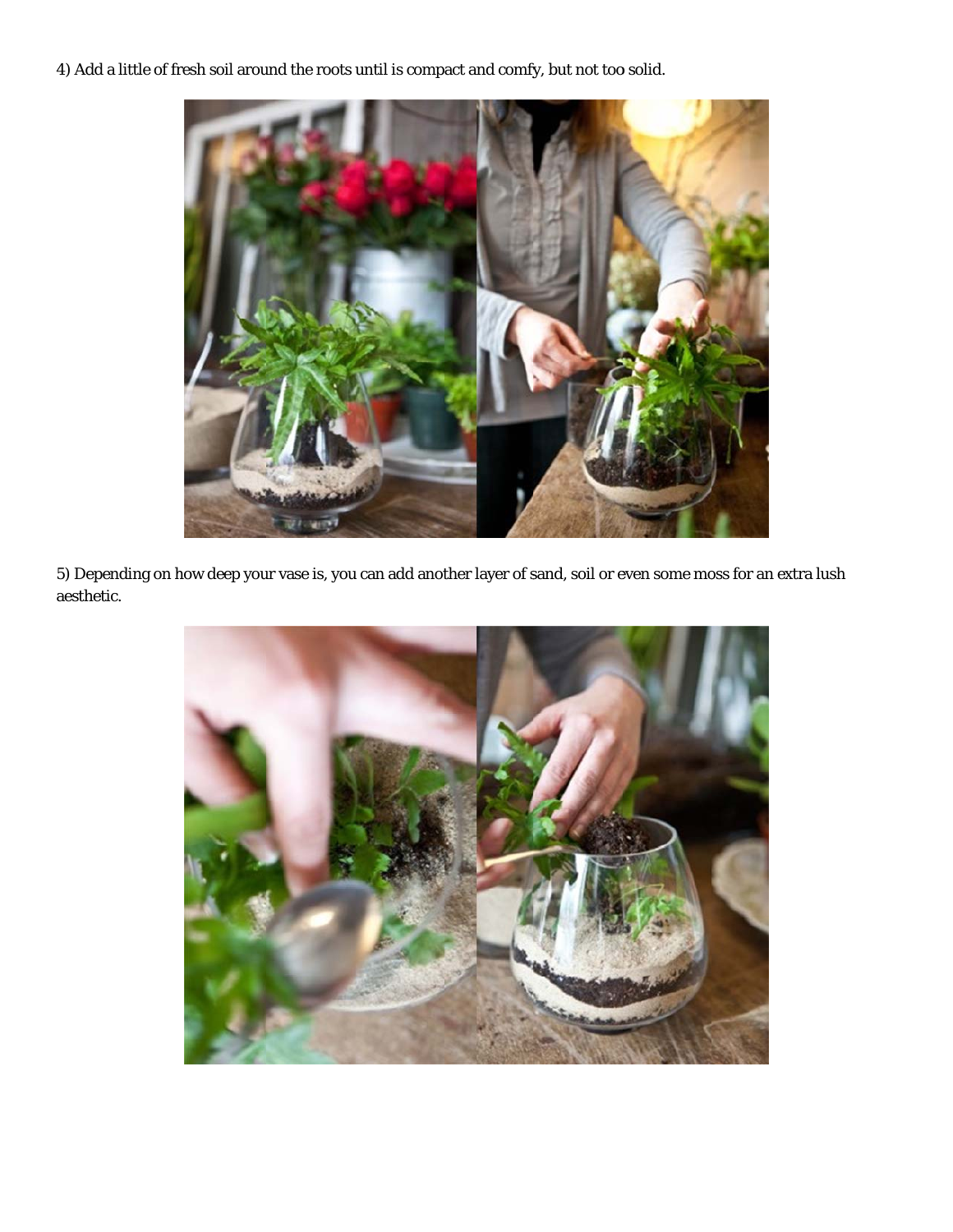4) Add a little of fresh soil around the roots until is compact and comfy, but not too solid.

5) Depending on how deep your vase is, you can add another layer of sand, soil or even some moss for an extra lush aesthetic.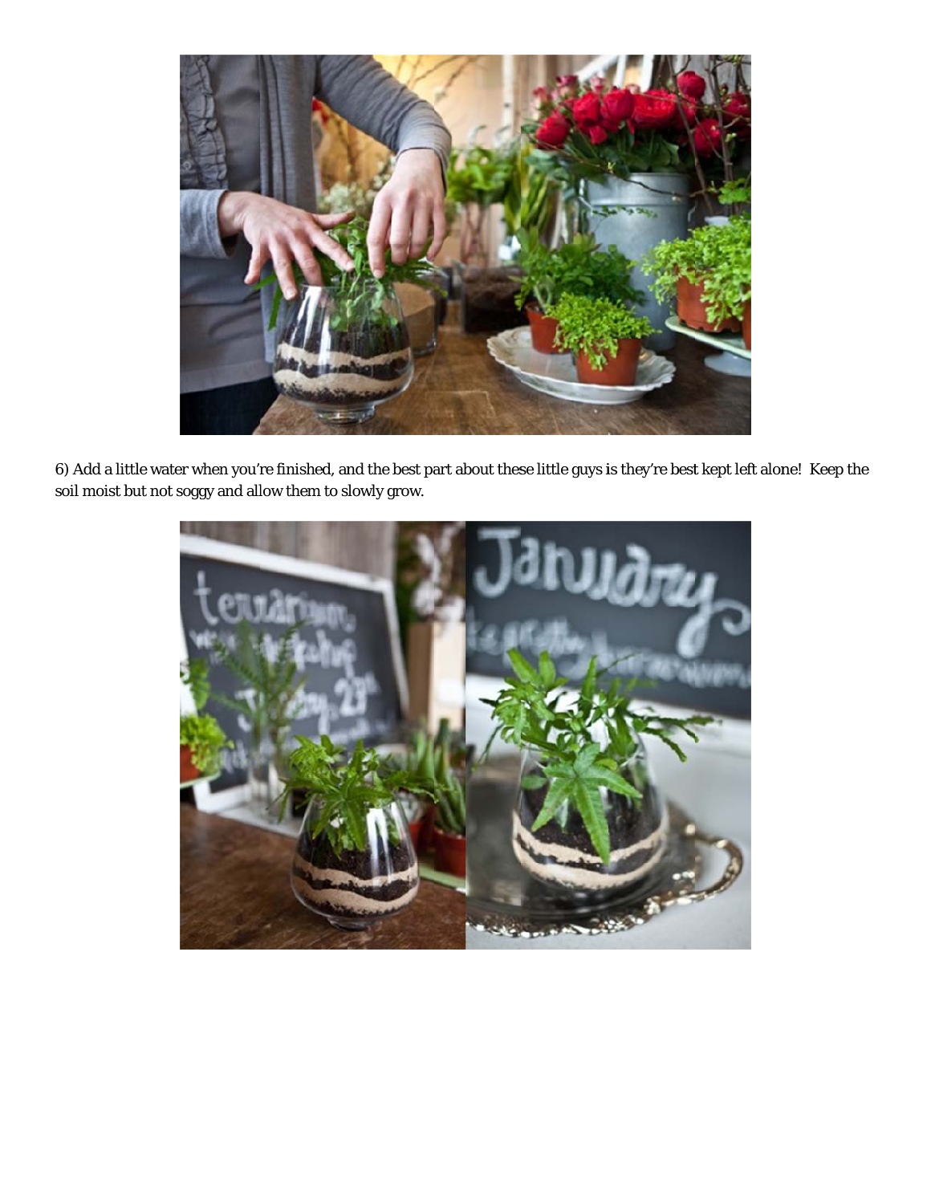6) Add a little water when you're finished, and the best part about these little guys is they're best kept left alone! Keep the soil moist but not soggy and allow them to slowly grow.